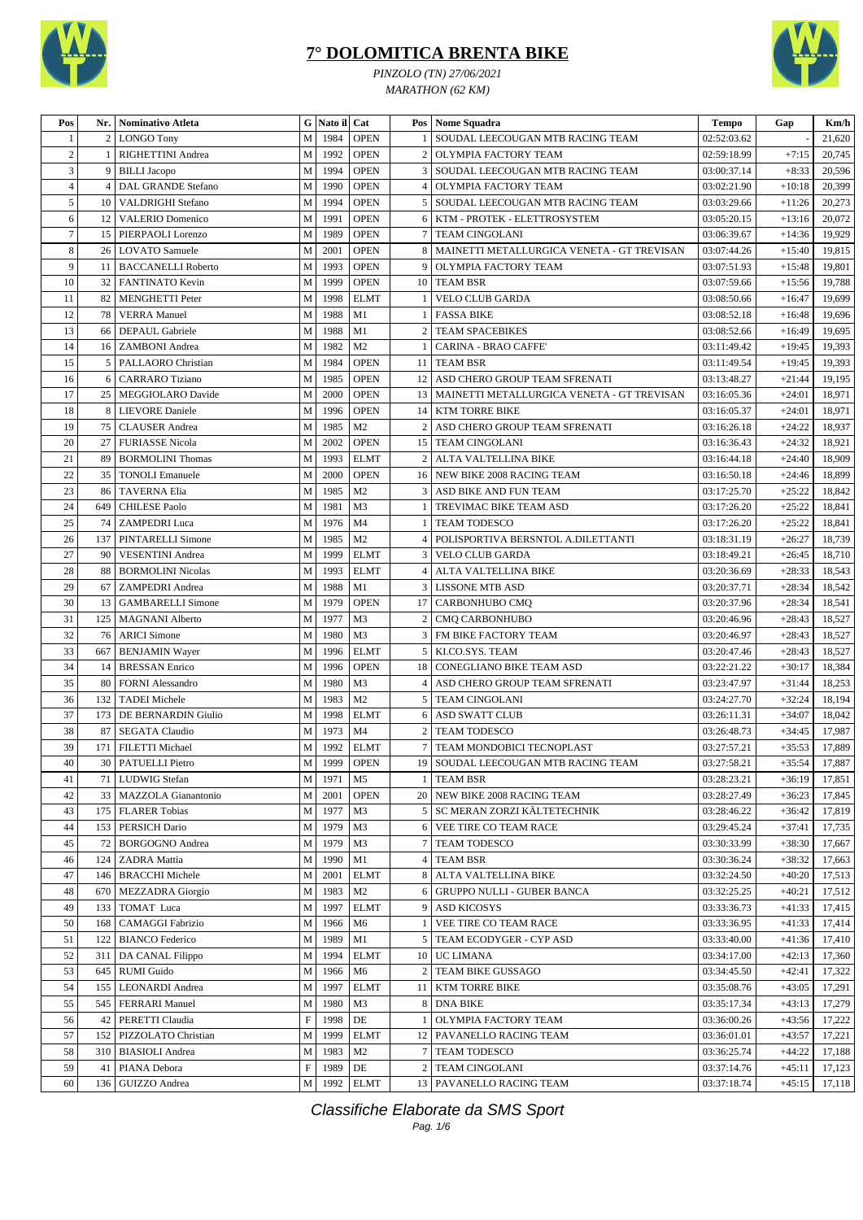# 7° DOLOMITICA BRENTA BIKE

*PINZOLO (TN) 27/06/2021*

*MARATHON (62 KM)*

| Pos | Nr. | Nominativo Atleta | G | Nato il | Cat | Pos | Nome Squadra | Tempo | Gap | Km/h |
|---|---|---|---|---|---|---|---|---|---|---|
| 1 | 2 | LONGO Tony | M | 1984 | OPEN | 1 | SOUDAL LEECOUGAN MTB RACING TEAM | 02:52:03.62 | - | 21,620 |
| 2 | 1 | RIGHETTINI Andrea | M | 1992 | OPEN | 2 | OLYMPIA FACTORY TEAM | 02:59:18.99 | +7:15 | 20,745 |
| 3 | 9 | BILLI Jacopo | M | 1994 | OPEN | 3 | SOUDAL LEECOUGAN MTB RACING TEAM | 03:00:37.14 | +8:33 | 20,596 |
| 4 | 4 | DAL GRANDE Stefano | M | 1990 | OPEN | 4 | OLYMPIA FACTORY TEAM | 03:02:21.90 | +10:18 | 20,399 |
| 5 | 10 | VALDRIGHI Stefano | M | 1994 | OPEN | 5 | SOUDAL LEECOUGAN MTB RACING TEAM | 03:03:29.66 | +11:26 | 20,273 |
| 6 | 12 | VALERIO Domenico | M | 1991 | OPEN | 6 | KTM - PROTEK - ELETTROSYSTEM | 03:05:20.15 | +13:16 | 20,072 |
| 7 | 15 | PIERPAOLI Lorenzo | M | 1989 | OPEN | 7 | TEAM CINGOLANI | 03:06:39.67 | +14:36 | 19,929 |
| 8 | 26 | LOVATO Samuele | M | 2001 | OPEN | 8 | MAINETTI METALLURGICA VENETA - GT TREVISAN | 03:07:44.26 | +15:40 | 19,815 |
| 9 | 11 | BACCANELLI Roberto | M | 1993 | OPEN | 9 | OLYMPIA FACTORY TEAM | 03:07:51.93 | +15:48 | 19,801 |
| 10 | 32 | FANTINATO Kevin | M | 1999 | OPEN | 10 | TEAM BSR | 03:07:59.66 | +15:56 | 19,788 |
| 11 | 82 | MENGHETTI Peter | M | 1998 | ELMT | 1 | VELO CLUB GARDA | 03:08:50.66 | +16:47 | 19,699 |
| 12 | 78 | VERRA Manuel | M | 1988 | M1 | 1 | FASSA BIKE | 03:08:52.18 | +16:48 | 19,696 |
| 13 | 66 | DEPAUL Gabriele | M | 1988 | M1 | 2 | TEAM SPACEBIKES | 03:08:52.66 | +16:49 | 19,695 |
| 14 | 16 | ZAMBONI Andrea | M | 1982 | M2 | 1 | CARINA - BRAO CAFFE' | 03:11:49.42 | +19:45 | 19,393 |
| 15 | 5 | PALLAORO Christian | M | 1984 | OPEN | 11 | TEAM BSR | 03:11:49.54 | +19:45 | 19,393 |
| 16 | 6 | CARRARO Tiziano | M | 1985 | OPEN | 12 | ASD CHERO GROUP TEAM SFRENATI | 03:13:48.27 | +21:44 | 19,195 |
| 17 | 25 | MEGGIOLARO Davide | M | 2000 | OPEN | 13 | MAINETTI METALLURGICA VENETA - GT TREVISAN | 03:16:05.36 | +24:01 | 18,971 |
| 18 | 8 | LIEVORE Daniele | M | 1996 | OPEN | 14 | KTM TORRE BIKE | 03:16:05.37 | +24:01 | 18,971 |
| 19 | 75 | CLAUSER Andrea | M | 1985 | M2 | 2 | ASD CHERO GROUP TEAM SFRENATI | 03:16:26.18 | +24:22 | 18,937 |
| 20 | 27 | FURIASSE Nicola | M | 2002 | OPEN | 15 | TEAM CINGOLANI | 03:16:36.43 | +24:32 | 18,921 |
| 21 | 89 | BORMOLINI Thomas | M | 1993 | ELMT | 2 | ALTA VALTELLINA BIKE | 03:16:44.18 | +24:40 | 18,909 |
| 22 | 35 | TONOLI Emanuele | M | 2000 | OPEN | 16 | NEW BIKE 2008 RACING TEAM | 03:16:50.18 | +24:46 | 18,899 |
| 23 | 86 | TAVERNA Elia | M | 1985 | M2 | 3 | ASD BIKE AND FUN TEAM | 03:17:25.70 | +25:22 | 18,842 |
| 24 | 649 | CHILESE Paolo | M | 1981 | M3 | 1 | TREVIMAC BIKE TEAM ASD | 03:17:26.20 | +25:22 | 18,841 |
| 25 | 74 | ZAMPEDRI Luca | M | 1976 | M4 | 1 | TEAM TODESCO | 03:17:26.20 | +25:22 | 18,841 |
| 26 | 137 | PINTARELLI Simone | M | 1985 | M2 | 4 | POLISPORTIVA BERSNTOL A.DILETTANTI | 03:18:31.19 | +26:27 | 18,739 |
| 27 | 90 | VESENTINI Andrea | M | 1999 | ELMT | 3 | VELO CLUB GARDA | 03:18:49.21 | +26:45 | 18,710 |
| 28 | 88 | BORMOLINI Nicolas | M | 1993 | ELMT | 4 | ALTA VALTELLINA BIKE | 03:20:36.69 | +28:33 | 18,543 |
| 29 | 67 | ZAMPEDRI Andrea | M | 1988 | M1 | 3 | LISSONE MTB ASD | 03:20:37.71 | +28:34 | 18,542 |
| 30 | 13 | GAMBARELLI Simone | M | 1979 | OPEN | 17 | CARBONHUBO CMQ | 03:20:37.96 | +28:34 | 18,541 |
| 31 | 125 | MAGNANI Alberto | M | 1977 | M3 | 2 | CMQ CARBONHUBO | 03:20:46.96 | +28:43 | 18,527 |
| 32 | 76 | ARICI Simone | M | 1980 | M3 | 3 | FM BIKE FACTORY TEAM | 03:20:46.97 | +28:43 | 18,527 |
| 33 | 667 | BENJAMIN Wayer | M | 1996 | ELMT | 5 | KI.CO.SYS. TEAM | 03:20:47.46 | +28:43 | 18,527 |
| 34 | 14 | BRESSAN Enrico | M | 1996 | OPEN | 18 | CONEGLIANO BIKE TEAM ASD | 03:22:21.22 | +30:17 | 18,384 |
| 35 | 80 | FORNI Alessandro | M | 1980 | M3 | 4 | ASD CHERO GROUP TEAM SFRENATI | 03:23:47.97 | +31:44 | 18,253 |
| 36 | 132 | TADEI Michele | M | 1983 | M2 | 5 | TEAM CINGOLANI | 03:24:27.70 | +32:24 | 18,194 |
| 37 | 173 | DE BERNARDIN Giulio | M | 1998 | ELMT | 6 | ASD SWATT CLUB | 03:26:11.31 | +34:07 | 18,042 |
| 38 | 87 | SEGATA Claudio | M | 1973 | M4 | 2 | TEAM TODESCO | 03:26:48.73 | +34:45 | 17,987 |
| 39 | 171 | FILETTI Michael | M | 1992 | ELMT | 7 | TEAM MONDOBICI TECNOPLAST | 03:27:57.21 | +35:53 | 17,889 |
| 40 | 30 | PATUELLI Pietro | M | 1999 | OPEN | 19 | SOUDAL LEECOUGAN MTB RACING TEAM | 03:27:58.21 | +35:54 | 17,887 |
| 41 | 71 | LUDWIG Stefan | M | 1971 | M5 | 1 | TEAM BSR | 03:28:23.21 | +36:19 | 17,851 |
| 42 | 33 | MAZZOLA Gianantonio | M | 2001 | OPEN | 20 | NEW BIKE 2008 RACING TEAM | 03:28:27.49 | +36:23 | 17,845 |
| 43 | 175 | FLARER Tobias | M | 1977 | M3 | 5 | SC MERAN ZORZI KÄLTETECHNIK | 03:28:46.22 | +36:42 | 17,819 |
| 44 | 153 | PERSICH Dario | M | 1979 | M3 | 6 | VEE TIRE CO TEAM RACE | 03:29:45.24 | +37:41 | 17,735 |
| 45 | 72 | BORGOGNO Andrea | M | 1979 | M3 | 7 | TEAM TODESCO | 03:30:33.99 | +38:30 | 17,667 |
| 46 | 124 | ZADRA Mattia | M | 1990 | M1 | 4 | TEAM BSR | 03:30:36.24 | +38:32 | 17,663 |
| 47 | 146 | BRACCHI Michele | M | 2001 | ELMT | 8 | ALTA VALTELLINA BIKE | 03:32:24.50 | +40:20 | 17,513 |
| 48 | 670 | MEZZADRA Giorgio | M | 1983 | M2 | 6 | GRUPPO NULLI - GUBER BANCA | 03:32:25.25 | +40:21 | 17,512 |
| 49 | 133 | TOMAT Luca | M | 1997 | ELMT | 9 | ASD KICOSYS | 03:33:36.73 | +41:33 | 17,415 |
| 50 | 168 | CAMAGGI Fabrizio | M | 1966 | M6 | 1 | VEE TIRE CO TEAM RACE | 03:33:36.95 | +41:33 | 17,414 |
| 51 | 122 | BIANCO Federico | M | 1989 | M1 | 5 | TEAM ECODYGER - CYP ASD | 03:33:40.00 | +41:36 | 17,410 |
| 52 | 311 | DA CANAL Filippo | M | 1994 | ELMT | 10 | UC LIMANA | 03:34:17.00 | +42:13 | 17,360 |
| 53 | 645 | RUMI Guido | M | 1966 | M6 | 2 | TEAM BIKE GUSSAGO | 03:34:45.50 | +42:41 | 17,322 |
| 54 | 155 | LEONARDI Andrea | M | 1997 | ELMT | 11 | KTM TORRE BIKE | 03:35:08.76 | +43:05 | 17,291 |
| 55 | 545 | FERRARI Manuel | M | 1980 | M3 | 8 | DNA BIKE | 03:35:17.34 | +43:13 | 17,279 |
| 56 | 42 | PERETTI Claudia | F | 1998 | DE | 1 | OLYMPIA FACTORY TEAM | 03:36:00.26 | +43:56 | 17,222 |
| 57 | 152 | PIZZOLATO Christian | M | 1999 | ELMT | 12 | PAVANELLO RACING TEAM | 03:36:01.01 | +43:57 | 17,221 |
| 58 | 310 | BIASIOLI Andrea | M | 1983 | M2 | 7 | TEAM TODESCO | 03:36:25.74 | +44:22 | 17,188 |
| 59 | 41 | PIANA Debora | F | 1989 | DE | 2 | TEAM CINGOLANI | 03:37:14.76 | +45:11 | 17,123 |
| 60 | 136 | GUIZZO Andrea | M | 1992 | ELMT | 13 | PAVANELLO RACING TEAM | 03:37:18.74 | +45:15 | 17,118 |

*Classifiche Elaborate da SMS Sport*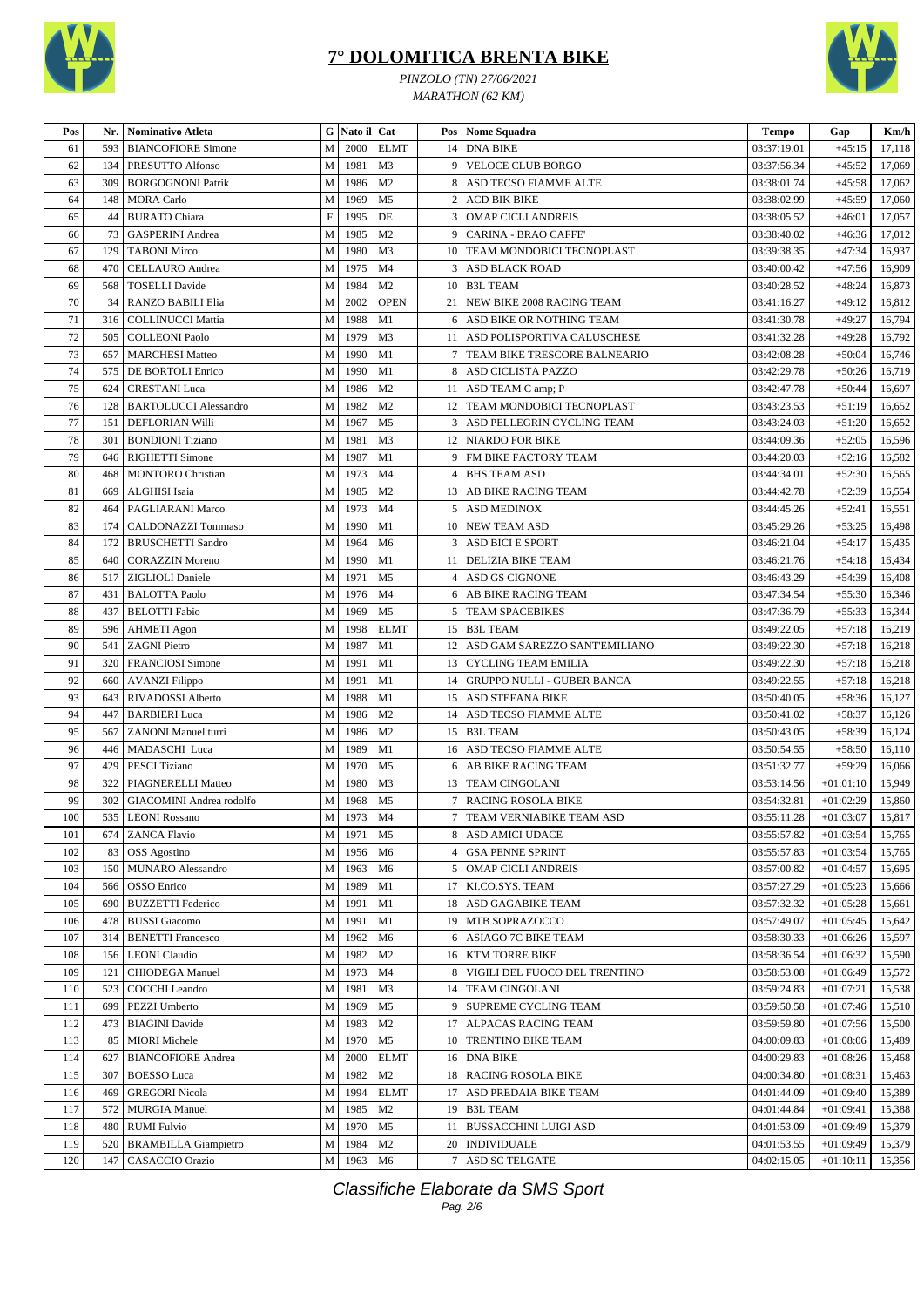# 7° DOLOMITICA BRENTA BIKE

*PINZOLO (TN) 27/06/2021*

*MARATHON (62 KM)*

| Pos | Nr. | Nominativo Atleta | G | Nato il | Cat | Pos | Nome Squadra | Tempo | Gap | Km/h |
|---|---|---|---|---|---|---|---|---|---|---|
| 61 | 593 | BIANCOFIORE Simone | M | 2000 | ELMT | 14 | DNA BIKE | 03:37:19.01 | +45:15 | 17,118 |
| 62 | 134 | PRESUTTO Alfonso | M | 1981 | M3 | 9 | VELOCE CLUB BORGO | 03:37:56.34 | +45:52 | 17,069 |
| 63 | 309 | BORGOGNONI Patrik | M | 1986 | M2 | 8 | ASD TECSO FIAMME ALTE | 03:38:01.74 | +45:58 | 17,062 |
| 64 | 148 | MORA Carlo | M | 1969 | M5 | 2 | ACD BIK BIKE | 03:38:02.99 | +45:59 | 17,060 |
| 65 | 44 | BURATO Chiara | F | 1995 | DE | 3 | OMAP CICLI ANDREIS | 03:38:05.52 | +46:01 | 17,057 |
| 66 | 73 | GASPERINI Andrea | M | 1985 | M2 | 9 | CARINA - BRAO CAFFE' | 03:38:40.02 | +46:36 | 17,012 |
| 67 | 129 | TABONI Mirco | M | 1980 | M3 | 10 | TEAM MONDOBICI TECNOPLAST | 03:39:38.35 | +47:34 | 16,937 |
| 68 | 470 | CELLAURO Andrea | M | 1975 | M4 | 3 | ASD BLACK ROAD | 03:40:00.42 | +47:56 | 16,909 |
| 69 | 568 | TOSELLI Davide | M | 1984 | M2 | 10 | B3L TEAM | 03:40:28.52 | +48:24 | 16,873 |
| 70 | 34 | RANZO BABILI Elia | M | 2002 | OPEN | 21 | NEW BIKE 2008 RACING TEAM | 03:41:16.27 | +49:12 | 16,812 |
| 71 | 316 | COLLINUCCI Mattia | M | 1988 | M1 | 6 | ASD BIKE OR NOTHING TEAM | 03:41:30.78 | +49:27 | 16,794 |
| 72 | 505 | COLLEONI Paolo | M | 1979 | M3 | 11 | ASD POLISPORTIVA CALUSCHESE | 03:41:32.28 | +49:28 | 16,792 |
| 73 | 657 | MARCHESI Matteo | M | 1990 | M1 | 7 | TEAM BIKE TRESCORE BALNEARIO | 03:42:08.28 | +50:04 | 16,746 |
| 74 | 575 | DE BORTOLI Enrico | M | 1990 | M1 | 8 | ASD CICLISTA PAZZO | 03:42:29.78 | +50:26 | 16,719 |
| 75 | 624 | CRESTANI Luca | M | 1986 | M2 | 11 | ASD TEAM C amp; P | 03:42:47.78 | +50:44 | 16,697 |
| 76 | 128 | BARTOLUCCI Alessandro | M | 1982 | M2 | 12 | TEAM MONDOBICI TECNOPLAST | 03:43:23.53 | +51:19 | 16,652 |
| 77 | 151 | DEFLORIAN Willi | M | 1967 | M5 | 3 | ASD PELLEGRIN CYCLING TEAM | 03:43:24.03 | +51:20 | 16,652 |
| 78 | 301 | BONDIONI Tiziano | M | 1981 | M3 | 12 | NIARDO FOR BIKE | 03:44:09.36 | +52:05 | 16,596 |
| 79 | 646 | RIGHETTI Simone | M | 1987 | M1 | 9 | FM BIKE FACTORY TEAM | 03:44:20.03 | +52:16 | 16,582 |
| 80 | 468 | MONTORO Christian | M | 1973 | M4 | 4 | BHS TEAM ASD | 03:44:34.01 | +52:30 | 16,565 |
| 81 | 669 | ALGHISI Isaia | M | 1985 | M2 | 13 | AB BIKE RACING TEAM | 03:44:42.78 | +52:39 | 16,554 |
| 82 | 464 | PAGLIARANI Marco | M | 1973 | M4 | 5 | ASD MEDINOX | 03:44:45.26 | +52:41 | 16,551 |
| 83 | 174 | CALDONAZZI Tommaso | M | 1990 | M1 | 10 | NEW TEAM ASD | 03:45:29.26 | +53:25 | 16,498 |
| 84 | 172 | BRUSCHETTI Sandro | M | 1964 | M6 | 3 | ASD BICI E SPORT | 03:46:21.04 | +54:17 | 16,435 |
| 85 | 640 | CORAZZIN Moreno | M | 1990 | M1 | 11 | DELIZIA BIKE TEAM | 03:46:21.76 | +54:18 | 16,434 |
| 86 | 517 | ZIGLIOLI Daniele | M | 1971 | M5 | 4 | ASD GS CIGNONE | 03:46:43.29 | +54:39 | 16,408 |
| 87 | 431 | BALOTTA Paolo | M | 1976 | M4 | 6 | AB BIKE RACING TEAM | 03:47:34.54 | +55:30 | 16,346 |
| 88 | 437 | BELOTTI Fabio | M | 1969 | M5 | 5 | TEAM SPACEBIKES | 03:47:36.79 | +55:33 | 16,344 |
| 89 | 596 | AHMETI Agon | M | 1998 | ELMT | 15 | B3L TEAM | 03:49:22.05 | +57:18 | 16,219 |
| 90 | 541 | ZAGNI Pietro | M | 1987 | M1 | 12 | ASD GAM SAREZZO SANT'EMILIANO | 03:49:22.30 | +57:18 | 16,218 |
| 91 | 320 | FRANCIOSI Simone | M | 1991 | M1 | 13 | CYCLING TEAM EMILIA | 03:49:22.30 | +57:18 | 16,218 |
| 92 | 660 | AVANZI Filippo | M | 1991 | M1 | 14 | GRUPPO NULLI - GUBER BANCA | 03:49:22.55 | +57:18 | 16,218 |
| 93 | 643 | RIVADOSSI Alberto | M | 1988 | M1 | 15 | ASD STEFANA BIKE | 03:50:40.05 | +58:36 | 16,127 |
| 94 | 447 | BARBIERI Luca | M | 1986 | M2 | 14 | ASD TECSO FIAMME ALTE | 03:50:41.02 | +58:37 | 16,126 |
| 95 | 567 | ZANONI Manuel turri | M | 1986 | M2 | 15 | B3L TEAM | 03:50:43.05 | +58:39 | 16,124 |
| 96 | 446 | MADASCHI Luca | M | 1989 | M1 | 16 | ASD TECSO FIAMME ALTE | 03:50:54.55 | +58:50 | 16,110 |
| 97 | 429 | PESCI Tiziano | M | 1970 | M5 | 6 | AB BIKE RACING TEAM | 03:51:32.77 | +59:29 | 16,066 |
| 98 | 322 | PIAGNERELLI Matteo | M | 1980 | M3 | 13 | TEAM CINGOLANI | 03:53:14.56 | +01:01:10 | 15,949 |
| 99 | 302 | GIACOMINI Andrea rodolfo | M | 1968 | M5 | 7 | RACING ROSOLA BIKE | 03:54:32.81 | +01:02:29 | 15,860 |
| 100 | 535 | LEONI Rossano | M | 1973 | M4 | 7 | TEAM VERNIABIKE TEAM ASD | 03:55:11.28 | +01:03:07 | 15,817 |
| 101 | 674 | ZANCA Flavio | M | 1971 | M5 | 8 | ASD AMICI UDACE | 03:55:57.82 | +01:03:54 | 15,765 |
| 102 | 83 | OSS Agostino | M | 1956 | M6 | 4 | GSA PENNE SPRINT | 03:55:57.83 | +01:03:54 | 15,765 |
| 103 | 150 | MUNARO Alessandro | M | 1963 | M6 | 5 | OMAP CICLI ANDREIS | 03:57:00.82 | +01:04:57 | 15,695 |
| 104 | 566 | OSSO Enrico | M | 1989 | M1 | 17 | KI.CO.SYS. TEAM | 03:57:27.29 | +01:05:23 | 15,666 |
| 105 | 690 | BUZZETTI Federico | M | 1991 | M1 | 18 | ASD GAGABIKE TEAM | 03:57:32.32 | +01:05:28 | 15,661 |
| 106 | 478 | BUSSI Giacomo | M | 1991 | M1 | 19 | MTB SOPRAZOCCO | 03:57:49.07 | +01:05:45 | 15,642 |
| 107 | 314 | BENETTI Francesco | M | 1962 | M6 | 6 | ASIAGO 7C BIKE TEAM | 03:58:30.33 | +01:06:26 | 15,597 |
| 108 | 156 | LEONI Claudio | M | 1982 | M2 | 16 | KTM TORRE BIKE | 03:58:36.54 | +01:06:32 | 15,590 |
| 109 | 121 | CHIODEGA Manuel | M | 1973 | M4 | 8 | VIGILI DEL FUOCO DEL TRENTINO | 03:58:53.08 | +01:06:49 | 15,572 |
| 110 | 523 | COCCHI Leandro | M | 1981 | M3 | 14 | TEAM CINGOLANI | 03:59:24.83 | +01:07:21 | 15,538 |
| 111 | 699 | PEZZI Umberto | M | 1969 | M5 | 9 | SUPREME CYCLING TEAM | 03:59:50.58 | +01:07:46 | 15,510 |
| 112 | 473 | BIAGINI Davide | M | 1983 | M2 | 17 | ALPACAS RACING TEAM | 03:59:59.80 | +01:07:56 | 15,500 |
| 113 | 85 | MIORI Michele | M | 1970 | M5 | 10 | TRENTINO BIKE TEAM | 04:00:09.83 | +01:08:06 | 15,489 |
| 114 | 627 | BIANCOFIORE Andrea | M | 2000 | ELMT | 16 | DNA BIKE | 04:00:29.83 | +01:08:26 | 15,468 |
| 115 | 307 | BOESSO Luca | M | 1982 | M2 | 18 | RACING ROSOLA BIKE | 04:00:34.80 | +01:08:31 | 15,463 |
| 116 | 469 | GREGORI Nicola | M | 1994 | ELMT | 17 | ASD PREDAIA BIKE TEAM | 04:01:44.09 | +01:09:40 | 15,389 |
| 117 | 572 | MURGIA Manuel | M | 1985 | M2 | 19 | B3L TEAM | 04:01:44.84 | +01:09:41 | 15,388 |
| 118 | 480 | RUMI Fulvio | M | 1970 | M5 | 11 | BUSSACCHINI LUIGI ASD | 04:01:53.09 | +01:09:49 | 15,379 |
| 119 | 520 | BRAMBILLA Giampietro | M | 1984 | M2 | 20 | INDIVIDUALE | 04:01:53.55 | +01:09:49 | 15,379 |
| 120 | 147 | CASACCIO Orazio | M | 1963 | M6 | 7 | ASD SC TELGATE | 04:02:15.05 | +01:10:11 | 15,356 |

*Classifiche Elaborate da SMS Sport*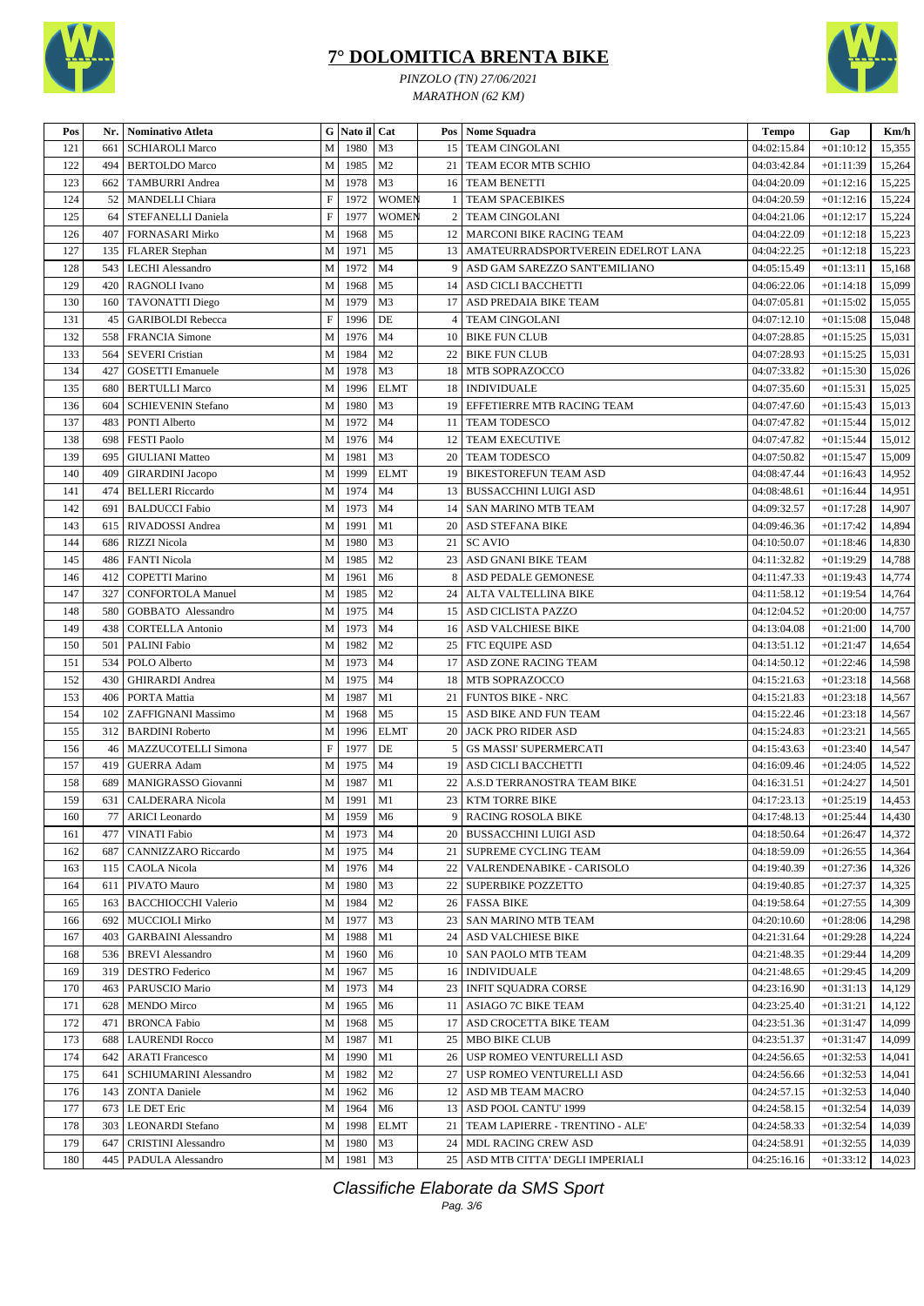# 7° DOLOMITICA BRENTA BIKE

*PINZOLO (TN) 27/06/2021*

*MARATHON (62 KM)*

| Pos | Nr. | Nominativo Atleta | G | Nato il | Cat | Pos | Nome Squadra | Tempo | Gap | Km/h |
|---|---|---|---|---|---|---|---|---|---|---|
| 121 | 661 | SCHIAROLI Marco | M | 1980 | M3 | 15 | TEAM CINGOLANI | 04:02:15.84 | +01:10:12 | 15,355 |
| 122 | 494 | BERTOLDO Marco | M | 1985 | M2 | 21 | TEAM ECOR MTB SCHIO | 04:03:42.84 | +01:11:39 | 15,264 |
| 123 | 662 | TAMBURRI Andrea | M | 1978 | M3 | 16 | TEAM BENETTI | 04:04:20.09 | +01:12:16 | 15,225 |
| 124 | 52 | MANDELLI Chiara | F | 1972 | WOMEN | 1 | TEAM SPACEBIKES | 04:04:20.59 | +01:12:16 | 15,224 |
| 125 | 64 | STEFANELLI Daniela | F | 1977 | WOMEN | 2 | TEAM CINGOLANI | 04:04:21.06 | +01:12:17 | 15,224 |
| 126 | 407 | FORNASARI Mirko | M | 1968 | M5 | 12 | MARCONI BIKE RACING TEAM | 04:04:22.09 | +01:12:18 | 15,223 |
| 127 | 135 | FLARER Stephan | M | 1971 | M5 | 13 | AMATEURRADSPORTVEREIN EDELROT LANA | 04:04:22.25 | +01:12:18 | 15,223 |
| 128 | 543 | LECHI Alessandro | M | 1972 | M4 | 9 | ASD GAM SAREZZO SANT'EMILIANO | 04:05:15.49 | +01:13:11 | 15,168 |
| 129 | 420 | RAGNOLI Ivano | M | 1968 | M5 | 14 | ASD CICLI BACCHETTI | 04:06:22.06 | +01:14:18 | 15,099 |
| 130 | 160 | TAVONATTI Diego | M | 1979 | M3 | 17 | ASD PREDAIA BIKE TEAM | 04:07:05.81 | +01:15:02 | 15,055 |
| 131 | 45 | GARIBOLDI Rebecca | F | 1996 | DE | 4 | TEAM CINGOLANI | 04:07:12.10 | +01:15:08 | 15,048 |
| 132 | 558 | FRANCIA Simone | M | 1976 | M4 | 10 | BIKE FUN CLUB | 04:07:28.85 | +01:15:25 | 15,031 |
| 133 | 564 | SEVERI Cristian | M | 1984 | M2 | 22 | BIKE FUN CLUB | 04:07:28.93 | +01:15:25 | 15,031 |
| 134 | 427 | GOSETTI Emanuele | M | 1978 | M3 | 18 | MTB SOPRAZOCCO | 04:07:33.82 | +01:15:30 | 15,026 |
| 135 | 680 | BERTULLI Marco | M | 1996 | ELMT | 18 | INDIVIDUALE | 04:07:35.60 | +01:15:31 | 15,025 |
| 136 | 604 | SCHIEVENIN Stefano | M | 1980 | M3 | 19 | EFFETIERRE MTB RACING TEAM | 04:07:47.60 | +01:15:43 | 15,013 |
| 137 | 483 | PONTI Alberto | M | 1972 | M4 | 11 | TEAM TODESCO | 04:07:47.82 | +01:15:44 | 15,012 |
| 138 | 698 | FESTI Paolo | M | 1976 | M4 | 12 | TEAM EXECUTIVE | 04:07:47.82 | +01:15:44 | 15,012 |
| 139 | 695 | GIULIANI Matteo | M | 1981 | M3 | 20 | TEAM TODESCO | 04:07:50.82 | +01:15:47 | 15,009 |
| 140 | 409 | GIRARDINI Jacopo | M | 1999 | ELMT | 19 | BIKESTOREFUN TEAM ASD | 04:08:47.44 | +01:16:43 | 14,952 |
| 141 | 474 | BELLERI Riccardo | M | 1974 | M4 | 13 | BUSSACCHINI LUIGI ASD | 04:08:48.61 | +01:16:44 | 14,951 |
| 142 | 691 | BALDUCCI Fabio | M | 1973 | M4 | 14 | SAN MARINO MTB TEAM | 04:09:32.57 | +01:17:28 | 14,907 |
| 143 | 615 | RIVADOSSI Andrea | M | 1991 | M1 | 20 | ASD STEFANA BIKE | 04:09:46.36 | +01:17:42 | 14,894 |
| 144 | 686 | RIZZI Nicola | M | 1980 | M3 | 21 | SC AVIO | 04:10:50.07 | +01:18:46 | 14,830 |
| 145 | 486 | FANTI Nicola | M | 1985 | M2 | 23 | ASD GNANI BIKE TEAM | 04:11:32.82 | +01:19:29 | 14,788 |
| 146 | 412 | COPETTI Marino | M | 1961 | M6 | 8 | ASD PEDALE GEMONESE | 04:11:47.33 | +01:19:43 | 14,774 |
| 147 | 327 | CONFORTOLA Manuel | M | 1985 | M2 | 24 | ALTA VALTELLINA BIKE | 04:11:58.12 | +01:19:54 | 14,764 |
| 148 | 580 | GOBBATO Alessandro | M | 1975 | M4 | 15 | ASD CICLISTA PAZZO | 04:12:04.52 | +01:20:00 | 14,757 |
| 149 | 438 | CORTELLA Antonio | M | 1973 | M4 | 16 | ASD VALCHIESE BIKE | 04:13:04.08 | +01:21:00 | 14,700 |
| 150 | 501 | PALINI Fabio | M | 1982 | M2 | 25 | FTC EQUIPE ASD | 04:13:51.12 | +01:21:47 | 14,654 |
| 151 | 534 | POLO Alberto | M | 1973 | M4 | 17 | ASD ZONE RACING TEAM | 04:14:50.12 | +01:22:46 | 14,598 |
| 152 | 430 | GHIRARDI Andrea | M | 1975 | M4 | 18 | MTB SOPRAZOCCO | 04:15:21.63 | +01:23:18 | 14,568 |
| 153 | 406 | PORTA Mattia | M | 1987 | M1 | 21 | FUNTOS BIKE - NRC | 04:15:21.83 | +01:23:18 | 14,567 |
| 154 | 102 | ZAFFIGNANI Massimo | M | 1968 | M5 | 15 | ASD BIKE AND FUN TEAM | 04:15:22.46 | +01:23:18 | 14,567 |
| 155 | 312 | BARDINI Roberto | M | 1996 | ELMT | 20 | JACK PRO RIDER ASD | 04:15:24.83 | +01:23:21 | 14,565 |
| 156 | 46 | MAZZUCOTELLI Simona | F | 1977 | DE | 5 | GS MASSI' SUPERMERCATI | 04:15:43.63 | +01:23:40 | 14,547 |
| 157 | 419 | GUERRA Adam | M | 1975 | M4 | 19 | ASD CICLI BACCHETTI | 04:16:09.46 | +01:24:05 | 14,522 |
| 158 | 689 | MANIGRASSO Giovanni | M | 1987 | M1 | 22 | A.S.D TERRANOSTRA TEAM BIKE | 04:16:31.51 | +01:24:27 | 14,501 |
| 159 | 631 | CALDERARA Nicola | M | 1991 | M1 | 23 | KTM TORRE BIKE | 04:17:23.13 | +01:25:19 | 14,453 |
| 160 | 77 | ARICI Leonardo | M | 1959 | M6 | 9 | RACING ROSOLA BIKE | 04:17:48.13 | +01:25:44 | 14,430 |
| 161 | 477 | VINATI Fabio | M | 1973 | M4 | 20 | BUSSACCHINI LUIGI ASD | 04:18:50.64 | +01:26:47 | 14,372 |
| 162 | 687 | CANNIZZARO Riccardo | M | 1975 | M4 | 21 | SUPREME CYCLING TEAM | 04:18:59.09 | +01:26:55 | 14,364 |
| 163 | 115 | CAOLA Nicola | M | 1976 | M4 | 22 | VALRENDENABIKE - CARISOLO | 04:19:40.39 | +01:27:36 | 14,326 |
| 164 | 611 | PIVATO Mauro | M | 1980 | M3 | 22 | SUPERBIKE POZZETTO | 04:19:40.85 | +01:27:37 | 14,325 |
| 165 | 163 | BACCHIOCCHI Valerio | M | 1984 | M2 | 26 | FASSA BIKE | 04:19:58.64 | +01:27:55 | 14,309 |
| 166 | 692 | MUCCIOLI Mirko | M | 1977 | M3 | 23 | SAN MARINO MTB TEAM | 04:20:10.60 | +01:28:06 | 14,298 |
| 167 | 403 | GARBAINI Alessandro | M | 1988 | M1 | 24 | ASD VALCHIESE BIKE | 04:21:31.64 | +01:29:28 | 14,224 |
| 168 | 536 | BREVI Alessandro | M | 1960 | M6 | 10 | SAN PAOLO MTB TEAM | 04:21:48.35 | +01:29:44 | 14,209 |
| 169 | 319 | DESTRO Federico | M | 1967 | M5 | 16 | INDIVIDUALE | 04:21:48.65 | +01:29:45 | 14,209 |
| 170 | 463 | PARUSCIO Mario | M | 1973 | M4 | 23 | INFIT SQUADRA CORSE | 04:23:16.90 | +01:31:13 | 14,129 |
| 171 | 628 | MENDO Mirco | M | 1965 | M6 | 11 | ASIAGO 7C BIKE TEAM | 04:23:25.40 | +01:31:21 | 14,122 |
| 172 | 471 | BRONCA Fabio | M | 1968 | M5 | 17 | ASD CROCETTA BIKE TEAM | 04:23:51.36 | +01:31:47 | 14,099 |
| 173 | 688 | LAURENDI Rocco | M | 1987 | M1 | 25 | MBO BIKE CLUB | 04:23:51.37 | +01:31:47 | 14,099 |
| 174 | 642 | ARATI Francesco | M | 1990 | M1 | 26 | USP ROMEO VENTURELLI ASD | 04:24:56.65 | +01:32:53 | 14,041 |
| 175 | 641 | SCHIUMARINI Alessandro | M | 1982 | M2 | 27 | USP ROMEO VENTURELLI ASD | 04:24:56.66 | +01:32:53 | 14,041 |
| 176 | 143 | ZONTA Daniele | M | 1962 | M6 | 12 | ASD MB TEAM MACRO | 04:24:57.15 | +01:32:53 | 14,040 |
| 177 | 673 | LE DET Eric | M | 1964 | M6 | 13 | ASD POOL CANTU' 1999 | 04:24:58.15 | +01:32:54 | 14,039 |
| 178 | 303 | LEONARDI Stefano | M | 1998 | ELMT | 21 | TEAM LAPIERRE - TRENTINO - ALE' | 04:24:58.33 | +01:32:54 | 14,039 |
| 179 | 647 | CRISTINI Alessandro | M | 1980 | M3 | 24 | MDL RACING CREW ASD | 04:24:58.91 | +01:32:55 | 14,039 |
| 180 | 445 | PADULA Alessandro | M | 1981 | M3 | 25 | ASD MTB CITTA' DEGLI IMPERIALI | 04:25:16.16 | +01:33:12 | 14,023 |

*Classifiche Elaborate da SMS Sport*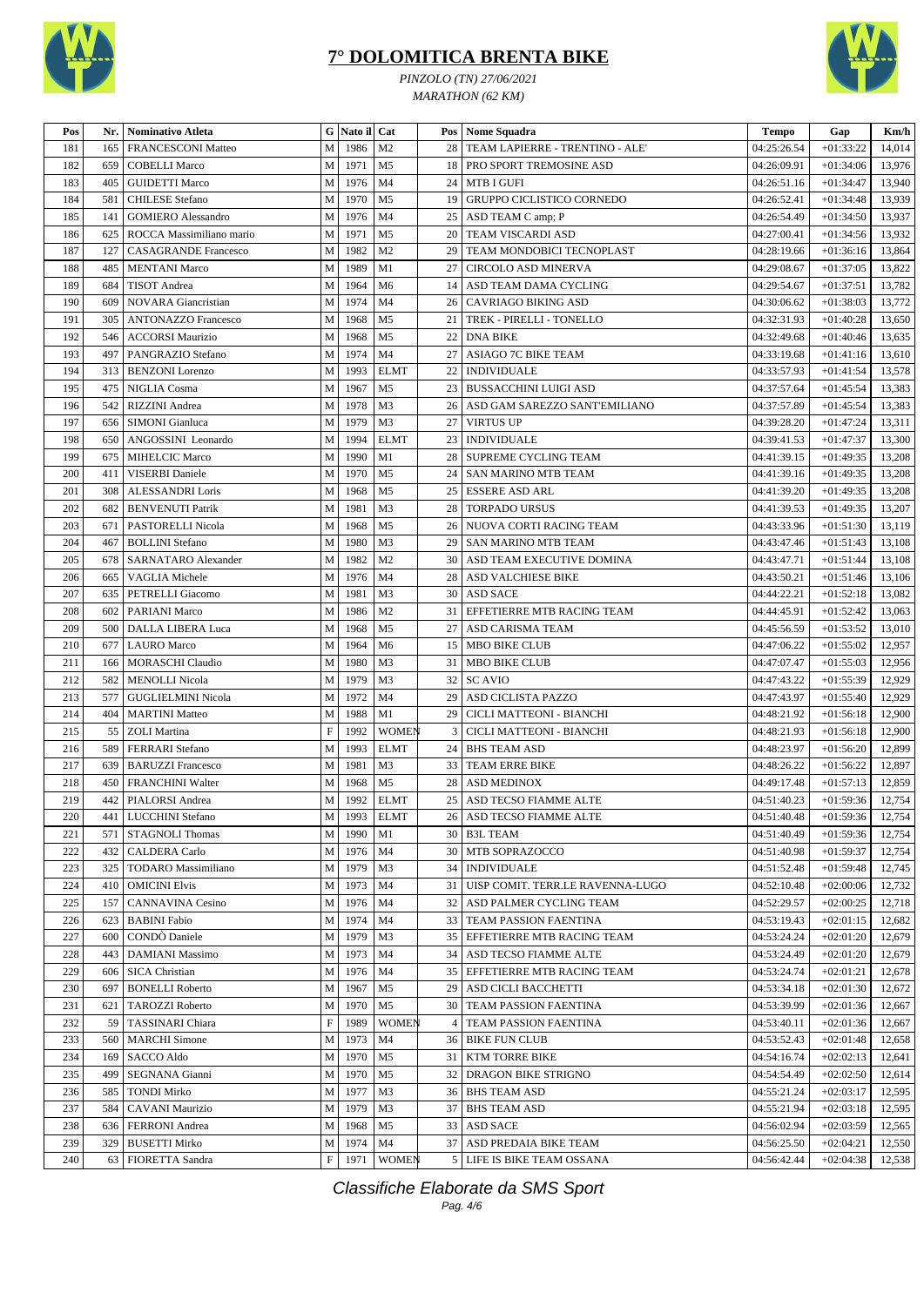# 7° DOLOMITICA BRENTA BIKE

*PINZOLO (TN) 27/06/2021*
*MARATHON (62 KM)*

| Pos | Nr. | Nominativo Atleta | G | Nato il | Cat | Pos | Nome Squadra | Tempo | Gap | Km/h |
|---|---|---|---|---|---|---|---|---|---|---|
| 181 | 165 | FRANCESCONI Matteo | M | 1986 | M2 | 28 | TEAM LAPIERRE - TRENTINO - ALE' | 04:25:26.54 | +01:33:22 | 14,014 |
| 182 | 659 | COBELLI Marco | M | 1971 | M5 | 18 | PRO SPORT TREMOSINE ASD | 04:26:09.91 | +01:34:06 | 13,976 |
| 183 | 405 | GUIDETTI Marco | M | 1976 | M4 | 24 | MTB I GUFI | 04:26:51.16 | +01:34:47 | 13,940 |
| 184 | 581 | CHILESE Stefano | M | 1970 | M5 | 19 | GRUPPO CICLISTICO CORNEDO | 04:26:52.41 | +01:34:48 | 13,939 |
| 185 | 141 | GOMIERO Alessandro | M | 1976 | M4 | 25 | ASD TEAM C amp; P | 04:26:54.49 | +01:34:50 | 13,937 |
| 186 | 625 | ROCCA Massimiliano mario | M | 1971 | M5 | 20 | TEAM VISCARDI ASD | 04:27:00.41 | +01:34:56 | 13,932 |
| 187 | 127 | CASAGRANDE Francesco | M | 1982 | M2 | 29 | TEAM MONDOBICI TECNOPLAST | 04:28:19.66 | +01:36:16 | 13,864 |
| 188 | 485 | MENTANI Marco | M | 1989 | M1 | 27 | CIRCOLO ASD MINERVA | 04:29:08.67 | +01:37:05 | 13,822 |
| 189 | 684 | TISOT Andrea | M | 1964 | M6 | 14 | ASD TEAM DAMA CYCLING | 04:29:54.67 | +01:37:51 | 13,782 |
| 190 | 609 | NOVARA Giancristian | M | 1974 | M4 | 26 | CAVRIAGO BIKING ASD | 04:30:06.62 | +01:38:03 | 13,772 |
| 191 | 305 | ANTONAZZO Francesco | M | 1968 | M5 | 21 | TREK - PIRELLI - TONELLO | 04:32:31.93 | +01:40:28 | 13,650 |
| 192 | 546 | ACCORSI Maurizio | M | 1968 | M5 | 22 | DNA BIKE | 04:32:49.68 | +01:40:46 | 13,635 |
| 193 | 497 | PANGRAZIO Stefano | M | 1974 | M4 | 27 | ASIAGO 7C BIKE TEAM | 04:33:19.68 | +01:41:16 | 13,610 |
| 194 | 313 | BENZONI Lorenzo | M | 1993 | ELMT | 22 | INDIVIDUALE | 04:33:57.93 | +01:41:54 | 13,578 |
| 195 | 475 | NIGLIA Cosma | M | 1967 | M5 | 23 | BUSSACCHINI LUIGI ASD | 04:37:57.64 | +01:45:54 | 13,383 |
| 196 | 542 | RIZZINI Andrea | M | 1978 | M3 | 26 | ASD GAM SAREZZO SANT'EMILIANO | 04:37:57.89 | +01:45:54 | 13,383 |
| 197 | 656 | SIMONI Gianluca | M | 1979 | M3 | 27 | VIRTUS UP | 04:39:28.20 | +01:47:24 | 13,311 |
| 198 | 650 | ANGOSSINI Leonardo | M | 1994 | ELMT | 23 | INDIVIDUALE | 04:39:41.53 | +01:47:37 | 13,300 |
| 199 | 675 | MIHELCIC Marco | M | 1990 | M1 | 28 | SUPREME CYCLING TEAM | 04:41:39.15 | +01:49:35 | 13,208 |
| 200 | 411 | VISERBI Daniele | M | 1970 | M5 | 24 | SAN MARINO MTB TEAM | 04:41:39.16 | +01:49:35 | 13,208 |
| 201 | 308 | ALESSANDRI Loris | M | 1968 | M5 | 25 | ESSERE ASD ARL | 04:41:39.20 | +01:49:35 | 13,208 |
| 202 | 682 | BENVENUTI Patrik | M | 1981 | M3 | 28 | TORPADO URSUS | 04:41:39.53 | +01:49:35 | 13,207 |
| 203 | 671 | PASTORELLI Nicola | M | 1968 | M5 | 26 | NUOVA CORTI RACING TEAM | 04:43:33.96 | +01:51:30 | 13,119 |
| 204 | 467 | BOLLINI Stefano | M | 1980 | M3 | 29 | SAN MARINO MTB TEAM | 04:43:47.46 | +01:51:43 | 13,108 |
| 205 | 678 | SARNATARO Alexander | M | 1982 | M2 | 30 | ASD TEAM EXECUTIVE DOMINA | 04:43:47.71 | +01:51:44 | 13,108 |
| 206 | 665 | VAGLIA Michele | M | 1976 | M4 | 28 | ASD VALCHIESE BIKE | 04:43:50.21 | +01:51:46 | 13,106 |
| 207 | 635 | PETRELLI Giacomo | M | 1981 | M3 | 30 | ASD SACE | 04:44:22.21 | +01:52:18 | 13,082 |
| 208 | 602 | PARIANI Marco | M | 1986 | M2 | 31 | EFFETIERRE MTB RACING TEAM | 04:44:45.91 | +01:52:42 | 13,063 |
| 209 | 500 | DALLA LIBERA Luca | M | 1968 | M5 | 27 | ASD CARISMA TEAM | 04:45:56.59 | +01:53:52 | 13,010 |
| 210 | 677 | LAURO Marco | M | 1964 | M6 | 15 | MBO BIKE CLUB | 04:47:06.22 | +01:55:02 | 12,957 |
| 211 | 166 | MORASCHI Claudio | M | 1980 | M3 | 31 | MBO BIKE CLUB | 04:47:07.47 | +01:55:03 | 12,956 |
| 212 | 582 | MENOLLI Nicola | M | 1979 | M3 | 32 | SC AVIO | 04:47:43.22 | +01:55:39 | 12,929 |
| 213 | 577 | GUGLIELMINI Nicola | M | 1972 | M4 | 29 | ASD CICLISTA PAZZO | 04:47:43.97 | +01:55:40 | 12,929 |
| 214 | 404 | MARTINI Matteo | M | 1988 | M1 | 29 | CICLI MATTEONI - BIANCHI | 04:48:21.92 | +01:56:18 | 12,900 |
| 215 | 55 | ZOLI Martina | F | 1992 | WOMEN | 3 | CICLI MATTEONI - BIANCHI | 04:48:21.93 | +01:56:18 | 12,900 |
| 216 | 589 | FERRARI Stefano | M | 1993 | ELMT | 24 | BHS TEAM ASD | 04:48:23.97 | +01:56:20 | 12,899 |
| 217 | 639 | BARUZZI Francesco | M | 1981 | M3 | 33 | TEAM ERRE BIKE | 04:48:26.22 | +01:56:22 | 12,897 |
| 218 | 450 | FRANCHINI Walter | M | 1968 | M5 | 28 | ASD MEDINOX | 04:49:17.48 | +01:57:13 | 12,859 |
| 219 | 442 | PIALORSI Andrea | M | 1992 | ELMT | 25 | ASD TECSO FIAMME ALTE | 04:51:40.23 | +01:59:36 | 12,754 |
| 220 | 441 | LUCCHINI Stefano | M | 1993 | ELMT | 26 | ASD TECSO FIAMME ALTE | 04:51:40.48 | +01:59:36 | 12,754 |
| 221 | 571 | STAGNOLI Thomas | M | 1990 | M1 | 30 | B3L TEAM | 04:51:40.49 | +01:59:36 | 12,754 |
| 222 | 432 | CALDERA Carlo | M | 1976 | M4 | 30 | MTB SOPRAZOCCO | 04:51:40.98 | +01:59:37 | 12,754 |
| 223 | 325 | TODARO Massimiliano | M | 1979 | M3 | 34 | INDIVIDUALE | 04:51:52.48 | +01:59:48 | 12,745 |
| 224 | 410 | OMICINI Elvis | M | 1973 | M4 | 31 | UISP COMIT. TERR.LE RAVENNA-LUGO | 04:52:10.48 | +02:00:06 | 12,732 |
| 225 | 157 | CANNAVINA Cesino | M | 1976 | M4 | 32 | ASD PALMER CYCLING TEAM | 04:52:29.57 | +02:00:25 | 12,718 |
| 226 | 623 | BABINI Fabio | M | 1974 | M4 | 33 | TEAM PASSION FAENTINA | 04:53:19.43 | +02:01:15 | 12,682 |
| 227 | 600 | CONDÒ Daniele | M | 1979 | M3 | 35 | EFFETIERRE MTB RACING TEAM | 04:53:24.24 | +02:01:20 | 12,679 |
| 228 | 443 | DAMIANI Massimo | M | 1973 | M4 | 34 | ASD TECSO FIAMME ALTE | 04:53:24.49 | +02:01:20 | 12,679 |
| 229 | 606 | SICA Christian | M | 1976 | M4 | 35 | EFFETIERRE MTB RACING TEAM | 04:53:24.74 | +02:01:21 | 12,678 |
| 230 | 697 | BONELLI Roberto | M | 1967 | M5 | 29 | ASD CICLI BACCHETTI | 04:53:34.18 | +02:01:30 | 12,672 |
| 231 | 621 | TAROZZI Roberto | M | 1970 | M5 | 30 | TEAM PASSION FAENTINA | 04:53:39.99 | +02:01:36 | 12,667 |
| 232 | 59 | TASSINARI Chiara | F | 1989 | WOMEN | 4 | TEAM PASSION FAENTINA | 04:53:40.11 | +02:01:36 | 12,667 |
| 233 | 560 | MARCHI Simone | M | 1973 | M4 | 36 | BIKE FUN CLUB | 04:53:52.43 | +02:01:48 | 12,658 |
| 234 | 169 | SACCO Aldo | M | 1970 | M5 | 31 | KTM TORRE BIKE | 04:54:16.74 | +02:02:13 | 12,641 |
| 235 | 499 | SEGNANA Gianni | M | 1970 | M5 | 32 | DRAGON BIKE STRIGNO | 04:54:54.49 | +02:02:50 | 12,614 |
| 236 | 585 | TONDI Mirko | M | 1977 | M3 | 36 | BHS TEAM ASD | 04:55:21.24 | +02:03:17 | 12,595 |
| 237 | 584 | CAVANI Maurizio | M | 1979 | M3 | 37 | BHS TEAM ASD | 04:55:21.94 | +02:03:18 | 12,595 |
| 238 | 636 | FERRONI Andrea | M | 1968 | M5 | 33 | ASD SACE | 04:56:02.94 | +02:03:59 | 12,565 |
| 239 | 329 | BUSETTI Mirko | M | 1974 | M4 | 37 | ASD PREDAIA BIKE TEAM | 04:56:25.50 | +02:04:21 | 12,550 |
| 240 | 63 | FIORETTA Sandra | F | 1971 | WOMEN | 5 | LIFE IS BIKE TEAM OSSANA | 04:56:42.44 | +02:04:38 | 12,538 |

*Classifiche Elaborate da SMS Sport*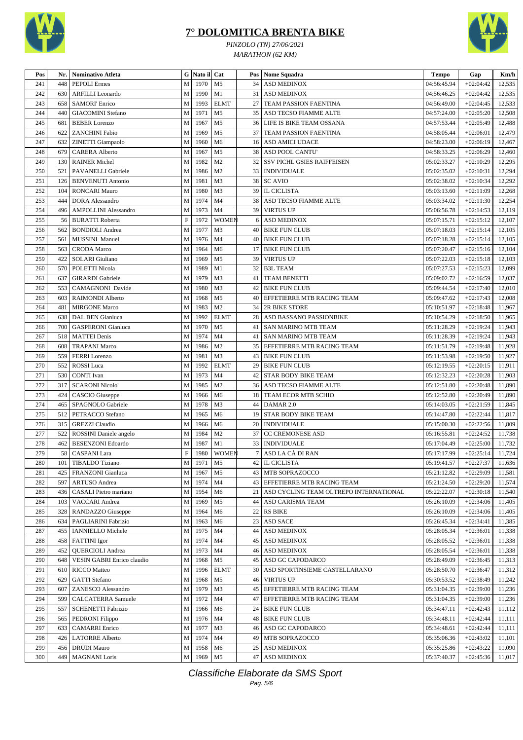# 7° DOLOMITICA BRENTA BIKE

*PINZOLO (TN) 27/06/2021*

*MARATHON (62 KM)*

| Pos | Nr. | Nominativo Atleta | G | Nato il | Cat | Pos | Nome Squadra | Tempo | Gap | Km/h |
|---|---|---|---|---|---|---|---|---|---|---|
| 241 | 448 | PEPOLI Ermes | M | 1970 | M5 | 34 | ASD MEDINOX | 04:56:45.94 | +02:04:42 | 12,535 |
| 242 | 630 | ARFILLI Leonardo | M | 1990 | M1 | 31 | ASD MEDINOX | 04:56:46.25 | +02:04:42 | 12,535 |
| 243 | 658 | SAMORI' Enrico | M | 1993 | ELMT | 27 | TEAM PASSION FAENTINA | 04:56:49.00 | +02:04:45 | 12,533 |
| 244 | 440 | GIACOMINI Stefano | M | 1971 | M5 | 35 | ASD TECSO FIAMME ALTE | 04:57:24.00 | +02:05:20 | 12,508 |
| 245 | 681 | BEBER Lorenzo | M | 1967 | M5 | 36 | LIFE IS BIKE TEAM OSSANA | 04:57:53.44 | +02:05:49 | 12,488 |
| 246 | 622 | ZANCHINI Fabio | M | 1969 | M5 | 37 | TEAM PASSION FAENTINA | 04:58:05.44 | +02:06:01 | 12,479 |
| 247 | 632 | ZINETTI Giampaolo | M | 1960 | M6 | 16 | ASD AMICI UDACE | 04:58:23.00 | +02:06:19 | 12,467 |
| 248 | 679 | CARERA Alberto | M | 1967 | M5 | 38 | ASD POOL CANTU' | 04:58:33.25 | +02:06:29 | 12,460 |
| 249 | 130 | RAINER Michel | M | 1982 | M2 | 32 | SSV PICHL GSIES RAIFFEISEN | 05:02:33.27 | +02:10:29 | 12,295 |
| 250 | 521 | PAVANELLI Gabriele | M | 1986 | M2 | 33 | INDIVIDUALE | 05:02:35.02 | +02:10:31 | 12,294 |
| 251 | 126 | BENVENUTI Antonio | M | 1981 | M3 | 38 | SC AVIO | 05:02:38.02 | +02:10:34 | 12,292 |
| 252 | 104 | RONCARI Mauro | M | 1980 | M3 | 39 | IL CICLISTA | 05:03:13.60 | +02:11:09 | 12,268 |
| 253 | 444 | DORA Alessandro | M | 1974 | M4 | 38 | ASD TECSO FIAMME ALTE | 05:03:34.02 | +02:11:30 | 12,254 |
| 254 | 496 | AMPOLLINI Alessandro | M | 1973 | M4 | 39 | VIRTUS UP | 05:06:56.78 | +02:14:53 | 12,119 |
| 255 | 56 | BURATTI Roberta | F | 1972 | WOMEN | 6 | ASD MEDINOX | 05:07:15.71 | +02:15:12 | 12,107 |
| 256 | 562 | BONDIOLI Andrea | M | 1977 | M3 | 40 | BIKE FUN CLUB | 05:07:18.03 | +02:15:14 | 12,105 |
| 257 | 561 | MUSSINI Manuel | M | 1976 | M4 | 40 | BIKE FUN CLUB | 05:07:18.28 | +02:15:14 | 12,105 |
| 258 | 563 | CRODA Marco | M | 1964 | M6 | 17 | BIKE FUN CLUB | 05:07:20.47 | +02:15:16 | 12,104 |
| 259 | 422 | SOLARI Giuliano | M | 1969 | M5 | 39 | VIRTUS UP | 05:07:22.03 | +02:15:18 | 12,103 |
| 260 | 570 | POLETTI Nicola | M | 1989 | M1 | 32 | B3L TEAM | 05:07:27.53 | +02:15:23 | 12,099 |
| 261 | 637 | GIRARDI Gabriele | M | 1979 | M3 | 41 | TEAM BENETTI | 05:09:02.72 | +02:16:59 | 12,037 |
| 262 | 553 | CAMAGNONI Davide | M | 1980 | M3 | 42 | BIKE FUN CLUB | 05:09:44.54 | +02:17:40 | 12,010 |
| 263 | 603 | RAIMONDI Alberto | M | 1968 | M5 | 40 | EFFETIERRE MTB RACING TEAM | 05:09:47.62 | +02:17:43 | 12,008 |
| 264 | 481 | MIRGONE Marco | M | 1983 | M2 | 34 | 2R BIKE STORE | 05:10:51.97 | +02:18:48 | 11,967 |
| 265 | 638 | DAL BEN Gianluca | M | 1992 | ELMT | 28 | ASD BASSANO PASSIONBIKE | 05:10:54.29 | +02:18:50 | 11,965 |
| 266 | 700 | GASPERONI Gianluca | M | 1970 | M5 | 41 | SAN MARINO MTB TEAM | 05:11:28.29 | +02:19:24 | 11,943 |
| 267 | 518 | MATTEI Denis | M | 1974 | M4 | 41 | SAN MARINO MTB TEAM | 05:11:28.39 | +02:19:24 | 11,943 |
| 268 | 608 | TRAPANI Marco | M | 1986 | M2 | 35 | EFFETIERRE MTB RACING TEAM | 05:11:51.79 | +02:19:48 | 11,928 |
| 269 | 559 | FERRI Lorenzo | M | 1981 | M3 | 43 | BIKE FUN CLUB | 05:11:53.98 | +02:19:50 | 11,927 |
| 270 | 552 | ROSSI Luca | M | 1992 | ELMT | 29 | BIKE FUN CLUB | 05:12:19.55 | +02:20:15 | 11,911 |
| 271 | 530 | CONTI Ivan | M | 1973 | M4 | 42 | STAR BODY BIKE TEAM | 05:12:32.23 | +02:20:28 | 11,903 |
| 272 | 317 | SCARONI Nicolo' | M | 1985 | M2 | 36 | ASD TECSO FIAMME ALTE | 05:12:51.80 | +02:20:48 | 11,890 |
| 273 | 424 | CASCIO Giuseppe | M | 1966 | M6 | 18 | TEAM ECOR MTB SCHIO | 05:12:52.80 | +02:20:49 | 11,890 |
| 274 | 465 | SPAGNOLO Gabriele | M | 1978 | M3 | 44 | DAMAR 2.0 | 05:14:03.05 | +02:21:59 | 11,845 |
| 275 | 512 | PETRACCO Stefano | M | 1965 | M6 | 19 | STAR BODY BIKE TEAM | 05:14:47.80 | +02:22:44 | 11,817 |
| 276 | 315 | GREZZI Claudio | M | 1966 | M6 | 20 | INDIVIDUALE | 05:15:00.30 | +02:22:56 | 11,809 |
| 277 | 522 | ROSSINI Daniele angelo | M | 1984 | M2 | 37 | CC CREMONESE ASD | 05:16:55.81 | +02:24:52 | 11,738 |
| 278 | 462 | BESENZONI Edoardo | M | 1987 | M1 | 33 | INDIVIDUALE | 05:17:04.49 | +02:25:00 | 11,732 |
| 279 | 58 | CASPANI Lara | F | 1980 | WOMEN | 7 | ASD LA CÀ DI RAN | 05:17:17.99 | +02:25:14 | 11,724 |
| 280 | 101 | TIBALDO Tiziano | M | 1971 | M5 | 42 | IL CICLISTA | 05:19:41.57 | +02:27:37 | 11,636 |
| 281 | 425 | FRANZONI Gianluca | M | 1967 | M5 | 43 | MTB SOPRAZOCCO | 05:21:12.82 | +02:29:09 | 11,581 |
| 282 | 597 | ARTUSO Andrea | M | 1974 | M4 | 43 | EFFETIERRE MTB RACING TEAM | 05:21:24.50 | +02:29:20 | 11,574 |
| 283 | 436 | CASALI Pietro mariano | M | 1954 | M6 | 21 | ASD CYCLING TEAM OLTREPO INTERNATIONAL | 05:22:22.07 | +02:30:18 | 11,540 |
| 284 | 103 | VACCARI Andrea | M | 1969 | M5 | 44 | ASD CARISMA TEAM | 05:26:10.09 | +02:34:06 | 11,405 |
| 285 | 328 | RANDAZZO Giuseppe | M | 1964 | M6 | 22 | RS BIKE | 05:26:10.09 | +02:34:06 | 11,405 |
| 286 | 634 | PAGLIARINI Fabrizio | M | 1963 | M6 | 23 | ASD SACE | 05:26:45.34 | +02:34:41 | 11,385 |
| 287 | 455 | IANNIELLO Michele | M | 1975 | M4 | 44 | ASD MEDINOX | 05:28:05.34 | +02:36:01 | 11,338 |
| 288 | 458 | FATTINI Igor | M | 1974 | M4 | 45 | ASD MEDINOX | 05:28:05.52 | +02:36:01 | 11,338 |
| 289 | 452 | QUERCIOLI Andrea | M | 1973 | M4 | 46 | ASD MEDINOX | 05:28:05.54 | +02:36:01 | 11,338 |
| 290 | 648 | VESIN GABRI Enrico claudio | M | 1968 | M5 | 45 | ASD GC CAPODARCO | 05:28:49.09 | +02:36:45 | 11,313 |
| 291 | 610 | RICCO Matteo | M | 1996 | ELMT | 30 | ASD SPORTINSIEME CASTELLARANO | 05:28:50.70 | +02:36:47 | 11,312 |
| 292 | 629 | GATTI Stefano | M | 1968 | M5 | 46 | VIRTUS UP | 05:30:53.52 | +02:38:49 | 11,242 |
| 293 | 607 | ZANESCO Alessandro | M | 1979 | M3 | 45 | EFFETIERRE MTB RACING TEAM | 05:31:04.35 | +02:39:00 | 11,236 |
| 294 | 599 | CALCATERRA Samuele | M | 1972 | M4 | 47 | EFFETIERRE MTB RACING TEAM | 05:31:04.35 | +02:39:00 | 11,236 |
| 295 | 557 | SCHENETTI Fabrizio | M | 1966 | M6 | 24 | BIKE FUN CLUB | 05:34:47.11 | +02:42:43 | 11,112 |
| 296 | 565 | PEDRONI Filippo | M | 1976 | M4 | 48 | BIKE FUN CLUB | 05:34:48.11 | +02:42:44 | 11,111 |
| 297 | 633 | CAMARRI Enrico | M | 1977 | M3 | 46 | ASD GC CAPODARCO | 05:34:48.61 | +02:42:44 | 11,111 |
| 298 | 426 | LATORRE Alberto | M | 1974 | M4 | 49 | MTB SOPRAZOCCO | 05:35:06.36 | +02:43:02 | 11,101 |
| 299 | 456 | DRUDI Mauro | M | 1958 | M6 | 25 | ASD MEDINOX | 05:35:25.86 | +02:43:22 | 11,090 |
| 300 | 449 | MAGNANI Loris | M | 1969 | M5 | 47 | ASD MEDINOX | 05:37:40.37 | +02:45:36 | 11,017 |

*Classifiche Elaborate da SMS Sport*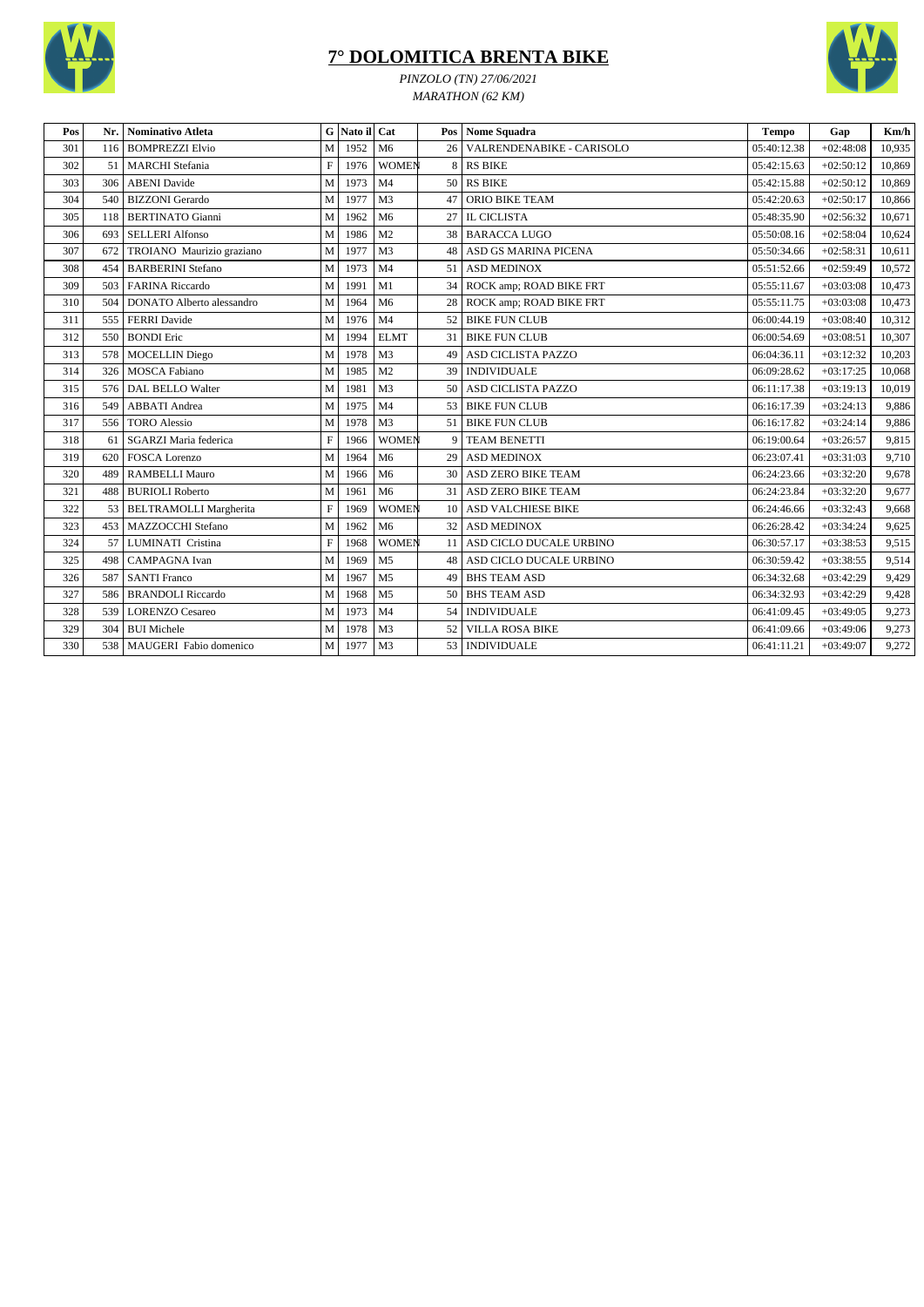# 7° DOLOMITICA BRENTA BIKE

*PINZOLO (TN) 27/06/2021*

*MARATHON (62 KM)*

| Pos | Nr. | Nominativo Atleta | G | Nato il | Cat | Pos | Nome Squadra | Tempo | Gap | Km/h |
|---|---|---|---|---|---|---|---|---|---|---|
| 301 | 116 | BOMPREZZI Elvio | M | 1952 | M6 | 26 | VALRENDENABIKE - CARISOLO | 05:40:12.38 | +02:48:08 | 10,935 |
| 302 | 51 | MARCHI Stefania | F | 1976 | WOMEN | 8 | RS BIKE | 05:42:15.63 | +02:50:12 | 10,869 |
| 303 | 306 | ABENI Davide | M | 1973 | M4 | 50 | RS BIKE | 05:42:15.88 | +02:50:12 | 10,869 |
| 304 | 540 | BIZZONI Gerardo | M | 1977 | M3 | 47 | ORIO BIKE TEAM | 05:42:20.63 | +02:50:17 | 10,866 |
| 305 | 118 | BERTINATO Gianni | M | 1962 | M6 | 27 | IL CICLISTA | 05:48:35.90 | +02:56:32 | 10,671 |
| 306 | 693 | SELLERI Alfonso | M | 1986 | M2 | 38 | BARACCA LUGO | 05:50:08.16 | +02:58:04 | 10,624 |
| 307 | 672 | TROIANO Maurizio graziano | M | 1977 | M3 | 48 | ASD GS MARINA PICENA | 05:50:34.66 | +02:58:31 | 10,611 |
| 308 | 454 | BARBERINI Stefano | M | 1973 | M4 | 51 | ASD MEDINOX | 05:51:52.66 | +02:59:49 | 10,572 |
| 309 | 503 | FARINA Riccardo | M | 1991 | M1 | 34 | ROCK amp; ROAD BIKE FRT | 05:55:11.67 | +03:03:08 | 10,473 |
| 310 | 504 | DONATO Alberto alessandro | M | 1964 | M6 | 28 | ROCK amp; ROAD BIKE FRT | 05:55:11.75 | +03:03:08 | 10,473 |
| 311 | 555 | FERRI Davide | M | 1976 | M4 | 52 | BIKE FUN CLUB | 06:00:44.19 | +03:08:40 | 10,312 |
| 312 | 550 | BONDI Eric | M | 1994 | ELMT | 31 | BIKE FUN CLUB | 06:00:54.69 | +03:08:51 | 10,307 |
| 313 | 578 | MOCELLIN Diego | M | 1978 | M3 | 49 | ASD CICLISTA PAZZO | 06:04:36.11 | +03:12:32 | 10,203 |
| 314 | 326 | MOSCA Fabiano | M | 1985 | M2 | 39 | INDIVIDUALE | 06:09:28.62 | +03:17:25 | 10,068 |
| 315 | 576 | DAL BELLO Walter | M | 1981 | M3 | 50 | ASD CICLISTA PAZZO | 06:11:17.38 | +03:19:13 | 10,019 |
| 316 | 549 | ABBATI Andrea | M | 1975 | M4 | 53 | BIKE FUN CLUB | 06:16:17.39 | +03:24:13 | 9,886 |
| 317 | 556 | TORO Alessio | M | 1978 | M3 | 51 | BIKE FUN CLUB | 06:16:17.82 | +03:24:14 | 9,886 |
| 318 | 61 | SGARZI Maria federica | F | 1966 | WOMEN | 9 | TEAM BENETTI | 06:19:00.64 | +03:26:57 | 9,815 |
| 319 | 620 | FOSCA Lorenzo | M | 1964 | M6 | 29 | ASD MEDINOX | 06:23:07.41 | +03:31:03 | 9,710 |
| 320 | 489 | RAMBELLI Mauro | M | 1966 | M6 | 30 | ASD ZERO BIKE TEAM | 06:24:23.66 | +03:32:20 | 9,678 |
| 321 | 488 | BURIOLI Roberto | M | 1961 | M6 | 31 | ASD ZERO BIKE TEAM | 06:24:23.84 | +03:32:20 | 9,677 |
| 322 | 53 | BELTRAMOLLI Margherita | F | 1969 | WOMEN | 10 | ASD VALCHIESE BIKE | 06:24:46.66 | +03:32:43 | 9,668 |
| 323 | 453 | MAZZOCCHI Stefano | M | 1962 | M6 | 32 | ASD MEDINOX | 06:26:28.42 | +03:34:24 | 9,625 |
| 324 | 57 | LUMINATI Cristina | F | 1968 | WOMEN | 11 | ASD CICLO DUCALE URBINO | 06:30:57.17 | +03:38:53 | 9,515 |
| 325 | 498 | CAMPAGNA Ivan | M | 1969 | M5 | 48 | ASD CICLO DUCALE URBINO | 06:30:59.42 | +03:38:55 | 9,514 |
| 326 | 587 | SANTI Franco | M | 1967 | M5 | 49 | BHS TEAM ASD | 06:34:32.68 | +03:42:29 | 9,429 |
| 327 | 586 | BRANDOLI Riccardo | M | 1968 | M5 | 50 | BHS TEAM ASD | 06:34:32.93 | +03:42:29 | 9,428 |
| 328 | 539 | LORENZO Cesareo | M | 1973 | M4 | 54 | INDIVIDUALE | 06:41:09.45 | +03:49:05 | 9,273 |
| 329 | 304 | BUI Michele | M | 1978 | M3 | 52 | VILLA ROSA BIKE | 06:41:09.66 | +03:49:06 | 9,273 |
| 330 | 538 | MAUGERI Fabio domenico | M | 1977 | M3 | 53 | INDIVIDUALE | 06:41:11.21 | +03:49:07 | 9,272 |